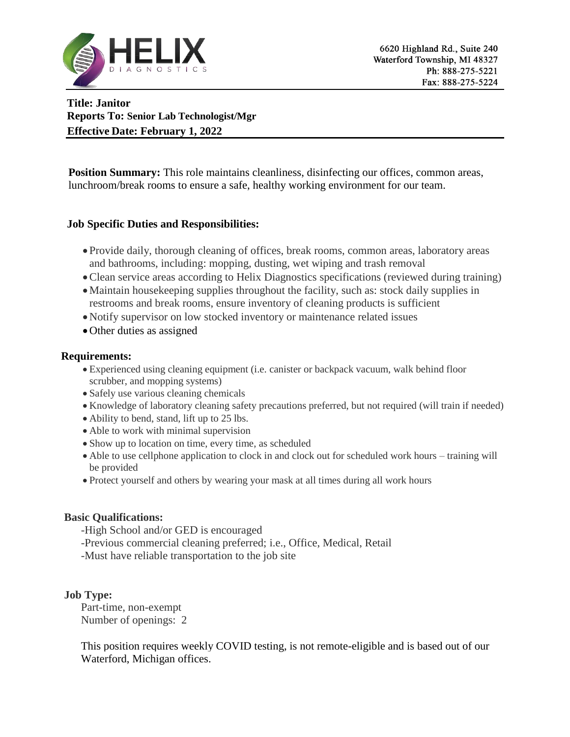HELIX DIAGNOSTICS

6620 Highland Rd., Suite 240
Waterford Township, MI 48327
Ph: 888-275-5221
Fax: 888-275-5224

**Title: Janitor**
**Reports To: Senior Lab Technologist/Mgr**
**Effective Date: February 1, 2022**

**Position Summary:** This role maintains cleanliness, disinfecting our offices, common areas, lunchroom/break rooms to ensure a safe, healthy working environment for our team.

**Job Specific Duties and Responsibilities:**

- Provide daily, thorough cleaning of offices, break rooms, common areas, laboratory areas and bathrooms, including: mopping, dusting, wet wiping and trash removal
- Clean service areas according to Helix Diagnostics specifications (reviewed during training)
- Maintain housekeeping supplies throughout the facility, such as: stock daily supplies in restrooms and break rooms, ensure inventory of cleaning products is sufficient
- Notify supervisor on low stocked inventory or maintenance related issues
- Other duties as assigned

**Requirements:**

- Experienced using cleaning equipment (i.e. canister or backpack vacuum, walk behind floor scrubber, and mopping systems)
- Safely use various cleaning chemicals
- Knowledge of laboratory cleaning safety precautions preferred, but not required (will train if needed)
- Ability to bend, stand, lift up to 25 lbs.
- Able to work with minimal supervision
- Show up to location on time, every time, as scheduled
- Able to use cellphone application to clock in and clock out for scheduled work hours – training will be provided
- Protect yourself and others by wearing your mask at all times during all work hours

**Basic Qualifications:**

-High School and/or GED is encouraged
-Previous commercial cleaning preferred; i.e., Office, Medical, Retail
-Must have reliable transportation to the job site

**Job Type:**

Part-time, non-exempt
Number of openings: 2

This position requires weekly COVID testing, is not remote-eligible and is based out of our Waterford, Michigan offices.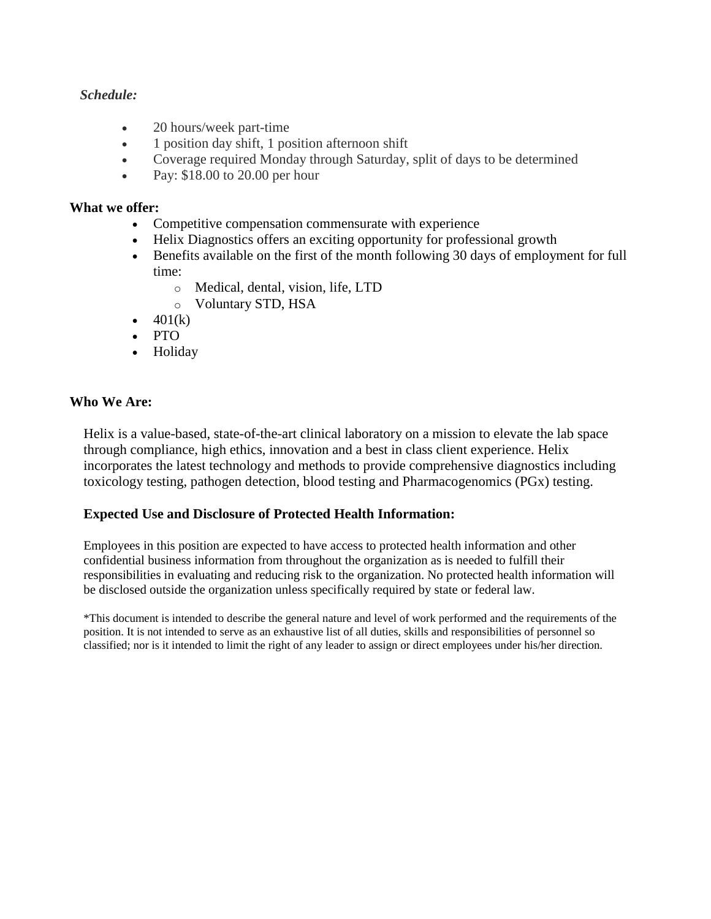***Schedule:***

- 20 hours/week part-time
- 1 position day shift, 1 position afternoon shift
- Coverage required Monday through Saturday, split of days to be determined
- Pay: $18.00 to 20.00 per hour

**What we offer:**

- Competitive compensation commensurate with experience
- Helix Diagnostics offers an exciting opportunity for professional growth
- Benefits available on the first of the month following 30 days of employment for full time:
    - Medical, dental, vision, life, LTD
    - Voluntary STD, HSA
- 401(k)
- PTO
- Holiday

**Who We Are:**

Helix is a value-based, state-of-the-art clinical laboratory on a mission to elevate the lab space through compliance, high ethics, innovation and a best in class client experience. Helix incorporates the latest technology and methods to provide comprehensive diagnostics including toxicology testing, pathogen detection, blood testing and Pharmacogenomics (PGx) testing.

**Expected Use and Disclosure of Protected Health Information:**

Employees in this position are expected to have access to protected health information and other confidential business information from throughout the organization as is needed to fulfill their responsibilities in evaluating and reducing risk to the organization. No protected health information will be disclosed outside the organization unless specifically required by state or federal law.

*This document is intended to describe the general nature and level of work performed and the requirements of the position. It is not intended to serve as an exhaustive list of all duties, skills and responsibilities of personnel so classified; nor is it intended to limit the right of any leader to assign or direct employees under his/her direction.